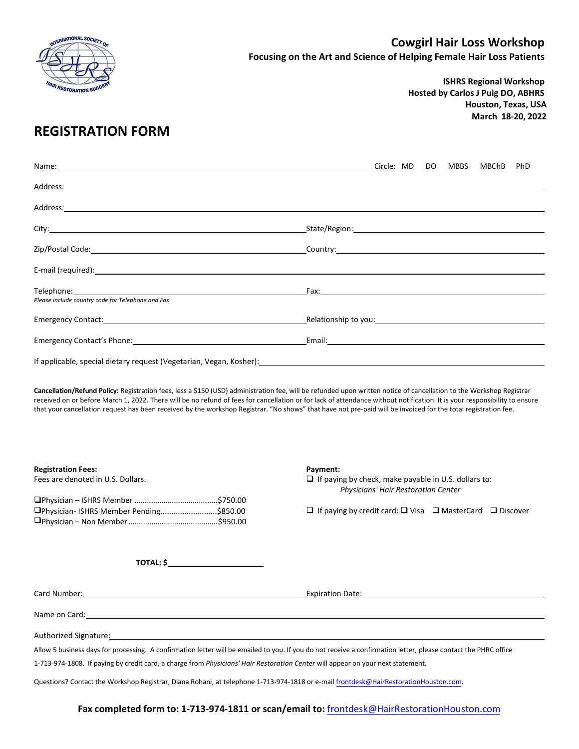# Cowgirl Hair Loss Workshop

**Focusing on the Art and Science of Helping Female Hair Loss Patients**

**ISHRS Regional Workshop**
**Hosted by Carlos J Puig DO, ABHRS**
**Houston, Texas, USA**
**March 18-20, 2022**

## REGISTRATION FORM

Name: ______________________________ Circle: MD DO MBBS MBChB PhD

Address: ______________________________

Address: ______________________________

City: ______________________________ State/Region: ______________________________

Zip/Postal Code: ______________________________ Country: ______________________________

E-mail (required): ______________________________

Telephone: ______________________________ Fax: ______________________________

*Please include country code for Telephone and Fax*

Emergency Contact: ______________________________ Relationship to you: ______________________________

Emergency Contact's Phone: ______________________________ Email: ______________________________

If applicable, special dietary request (Vegetarian, Vegan, Kosher): ______________________________

**Cancellation/Refund Policy:** Registration fees, less a $150 (USD) administration fee, will be refunded upon written notice of cancellation to the Workshop Registrar received on or before March 1, 2022. There will be no refund of fees for cancellation or for lack of attendance without notification. It is your responsibility to ensure that your cancellation request has been received by the workshop Registrar. "No shows" that have not pre-paid will be invoiced for the total registration fee.

**Registration Fees:**
Fees are denoted in U.S. Dollars.

- ❑ Physician – ISHRS Member ........................................$750.00
- ❑ Physician- ISHRS Member Pending..........................$850.00
- ❑ Physician – Non Member ..........................................$950.00

**TOTAL: $** ______________________

**Payment:**

- ❑ If paying by check, make payable in U.S. dollars to: *Physicians' Hair Restoration Center*
- ❑ If paying by credit card: ❑ Visa ❑ MasterCard ❑ Discover

Card Number: ______________________________ Expiration Date: ______________________________

Name on Card: ______________________________

Authorized Signature: ______________________________

Allow 5 business days for processing. A confirmation letter will be emailed to you. If you do not receive a confirmation letter, please contact the PHRC office 1-713-974-1808. If paying by credit card, a charge from *Physicians' Hair Restoration Center* will appear on your next statement.

Questions? Contact the Workshop Registrar, Diana Rohani, at telephone 1-713-974-1818 or e-mail frontdesk@HairRestorationHouston.com.

**Fax completed form to: 1-713-974-1811 or scan/email to:** frontdesk@HairRestorationHouston.com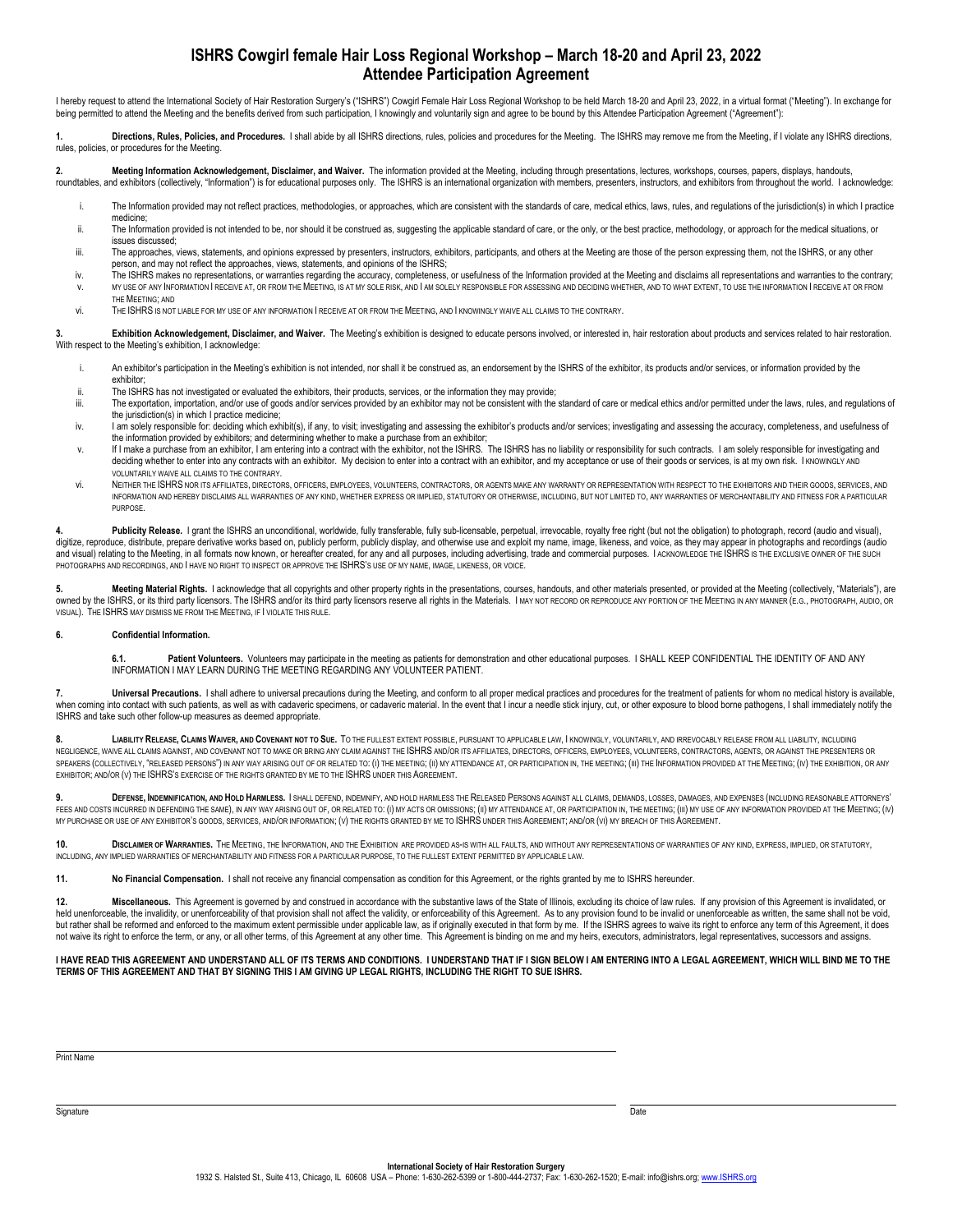# ISHRS Cowgirl female Hair Loss Regional Workshop – March 18-20 and April 23, 2022
## Attendee Participation Agreement

I hereby request to attend the International Society of Hair Restoration Surgery's ("ISHRS") Cowgirl Female Hair Loss Regional Workshop to be held March 18-20 and April 23, 2022, in a virtual format ("Meeting"). In exchange for being permitted to attend the Meeting and the benefits derived from such participation, I knowingly and voluntarily sign and agree to be bound by this Attendee Participation Agreement ("Agreement"):

**1. Directions, Rules, Policies, and Procedures.** I shall abide by all ISHRS directions, rules, policies and procedures for the Meeting. The ISHRS may remove me from the Meeting, if I violate any ISHRS directions, rules, policies, or procedures for the Meeting.

**2. Meeting Information Acknowledgement, Disclaimer, and Waiver.** The information provided at the Meeting, including through presentations, lectures, workshops, courses, papers, displays, handouts, roundtables, and exhibitors (collectively, "Information") is for educational purposes only. The ISHRS is an international organization with members, presenters, instructors, and exhibitors from throughout the world. I acknowledge:

- i. The Information provided may not reflect practices, methodologies, or approaches, which are consistent with the standards of care, medical ethics, laws, rules, and regulations of the jurisdiction(s) in which I practice medicine;
- ii. The Information provided is not intended to be, nor should it be construed as, suggesting the applicable standard of care, or the only, or the best practice, methodology, or approach for the medical situations, or issues discussed;
- iii. The approaches, views, statements, and opinions expressed by presenters, instructors, exhibitors, participants, and others at the Meeting are those of the person expressing them, not the ISHRS, or any other person, and may not reflect the approaches, views, statements, and opinions of the ISHRS;
- iv. The ISHRS makes no representations, or warranties regarding the accuracy, completeness, or usefulness of the Information provided at the Meeting and disclaims all representations and warranties to the contrary;
- v. MY USE OF ANY INFORMATION I RECEIVE AT, OR FROM THE MEETING, IS AT MY SOLE RISK, AND I AM SOLELY RESPONSIBLE FOR ASSESSING AND DECIDING WHETHER, AND TO WHAT EXTENT, TO USE THE INFORMATION I RECEIVE AT OR FROM THE MEETING; AND
- vi. THE ISHRS IS NOT LIABLE FOR MY USE OF ANY INFORMATION I RECEIVE AT OR FROM THE MEETING, AND I KNOWINGLY WAIVE ALL CLAIMS TO THE CONTRARY.

**3. Exhibition Acknowledgement, Disclaimer, and Waiver.** The Meeting's exhibition is designed to educate persons involved, or interested in, hair restoration about products and services related to hair restoration. With respect to the Meeting's exhibition, I acknowledge:

- i. An exhibitor's participation in the Meeting's exhibition is not intended, nor shall it be construed as, an endorsement by the ISHRS of the exhibitor, its products and/or services, or information provided by the exhibitor;
- ii. The ISHRS has not investigated or evaluated the exhibitors, their products, services, or the information they may provide;
- iii. The exportation, importation, and/or use of goods and/or services provided by an exhibitor may not be consistent with the standard of care or medical ethics and/or permitted under the laws, rules, and regulations of the jurisdiction(s) in which I practice medicine;
- iv. I am solely responsible for: deciding which exhibit(s), if any, to visit; investigating and assessing the exhibitor's products and/or services; investigating and assessing the accuracy, completeness, and usefulness of the information provided by exhibitors; and determining whether to make a purchase from an exhibitor;
- v. If I make a purchase from an exhibitor, I am entering into a contract with the exhibitor, not the ISHRS. The ISHRS has no liability or responsibility for such contracts. I am solely responsible for investigating and deciding whether to enter into any contracts with an exhibitor. My decision to enter into a contract with an exhibitor, and my acceptance or use of their goods or services, is at my own risk. I KNOWINGLY AND VOLUNTARILY WAIVE ALL CLAIMS TO THE CONTRARY.
- vi. NEITHER THE ISHRS NOR ITS AFFILIATES, DIRECTORS, OFFICERS, EMPLOYEES, VOLUNTEERS, CONTRACTORS, OR AGENTS MAKE ANY WARRANTY OR REPRESENTATION WITH RESPECT TO THE EXHIBITORS AND THEIR GOODS, SERVICES, AND INFORMATION AND HEREBY DISCLAIMS ALL WARRANTIES OF ANY KIND, WHETHER EXPRESS OR IMPLIED, STATUTORY OR OTHERWISE, INCLUDING, BUT NOT LIMITED TO, ANY WARRANTIES OF MERCHANTABILITY AND FITNESS FOR A PARTICULAR PURPOSE.

**4. Publicity Release.** I grant the ISHRS an unconditional, worldwide, fully transferable, fully sub-licensable, perpetual, irrevocable, royalty free right (but not the obligation) to photograph, record (audio and visual), digitize, reproduce, distribute, prepare derivative works based on, publicly perform, publicly display, and otherwise use and exploit my name, image, likeness, and voice, as they may appear in photographs and recordings (audio and visual) relating to the Meeting, in all formats now known, or hereafter created, for any and all purposes, including advertising, trade and commercial purposes. I ACKNOWLEDGE THE ISHRS IS THE EXCLUSIVE OWNER OF THE SUCH PHOTOGRAPHS AND RECORDINGS, AND I HAVE NO RIGHT TO INSPECT OR APPROVE THE ISHRS'S USE OF MY NAME, IMAGE, LIKENESS, OR VOICE.

**5. Meeting Material Rights.** I acknowledge that all copyrights and other property rights in the presentations, courses, handouts, and other materials presented, or provided at the Meeting (collectively, "Materials"), are owned by the ISHRS, or its third party licensors. The ISHRS and/or its third party licensors reserve all rights in the Materials. I MAY NOT RECORD OR REPRODUCE ANY PORTION OF THE MEETING IN ANY MANNER (E.G., PHOTOGRAPH, AUDIO, OR VISUAL). THE ISHRS MAY DISMISS ME FROM THE MEETING, IF I VIOLATE THIS RULE.

**6. Confidential Information.**

**6.1. Patient Volunteers.** Volunteers may participate in the meeting as patients for demonstration and other educational purposes. I SHALL KEEP CONFIDENTIAL THE IDENTITY OF AND ANY INFORMATION I MAY LEARN DURING THE MEETING REGARDING ANY VOLUNTEER PATIENT.

**7. Universal Precautions.** I shall adhere to universal precautions during the Meeting, and conform to all proper medical practices and procedures for the treatment of patients for whom no medical history is available, when coming into contact with such patients, as well as with cadaveric specimens, or cadaveric material. In the event that I incur a needle stick injury, cut, or other exposure to blood borne pathogens, I shall immediately notify the ISHRS and take such other follow-up measures as deemed appropriate.

**8. LIABILITY RELEASE, CLAIMS WAIVER, AND COVENANT NOT TO SUE.** TO THE FULLEST EXTENT POSSIBLE, PURSUANT TO APPLICABLE LAW, I KNOWINGLY, VOLUNTARILY, AND IRREVOCABLY RELEASE FROM ALL LIABILITY, INCLUDING NEGLIGENCE, WAIVE ALL CLAIMS AGAINST, AND COVENANT NOT TO MAKE OR BRING ANY CLAIM AGAINST THE ISHRS AND/OR ITS AFFILIATES, DIRECTORS, OFFICERS, EMPLOYEES, VOLUNTEERS, CONTRACTORS, AGENTS, OR AGAINST THE PRESENTERS OR SPEAKERS (COLLECTIVELY, "RELEASED PERSONS") IN ANY WAY ARISING OUT OF OR RELATED TO: (I) THE MEETING; (II) MY ATTENDANCE AT, OR PARTICIPATION IN, THE MEETING; (III) THE INFORMATION PROVIDED AT THE MEETING; (IV) THE EXHIBITION, OR ANY EXHIBITOR; AND/OR (V) THE ISHRS'S EXERCISE OF THE RIGHTS GRANTED BY ME TO THE ISHRS UNDER THIS AGREEMENT.

**9. DEFENSE, INDEMNIFICATION, AND HOLD HARMLESS.** I SHALL DEFEND, INDEMNIFY, AND HOLD HARMLESS THE RELEASED PERSONS AGAINST ALL CLAIMS, DEMANDS, LOSSES, DAMAGES, AND EXPENSES (INCLUDING REASONABLE ATTORNEYS' FEES AND COSTS INCURRED IN DEFENDING THE SAME), IN ANY WAY ARISING OUT OF, OR RELATED TO: (I) MY ACTS OR OMISSIONS; (II) MY ATTENDANCE AT, OR PARTICIPATION IN, THE MEETING; (III) MY USE OF ANY INFORMATION PROVIDED AT THE MEETING; (IV) MY PURCHASE OR USE OF ANY EXHIBITOR'S GOODS, SERVICES, AND/OR INFORMATION; (V) THE RIGHTS GRANTED BY ME TO ISHRS UNDER THIS AGREEMENT; AND/OR (VI) MY BREACH OF THIS AGREEMENT.

**10. DISCLAIMER OF WARRANTIES.** THE MEETING, THE INFORMATION, AND THE EXHIBITION ARE PROVIDED AS-IS WITH ALL FAULTS, AND WITHOUT ANY REPRESENTATIONS OF WARRANTIES OF ANY KIND, EXPRESS, IMPLIED, OR STATUTORY, INCLUDING, ANY IMPLIED WARRANTIES OF MERCHANTABILITY AND FITNESS FOR A PARTICULAR PURPOSE, TO THE FULLEST EXTENT PERMITTED BY APPLICABLE LAW.

**11. No Financial Compensation.** I shall not receive any financial compensation as condition for this Agreement, or the rights granted by me to ISHRS hereunder.

**12. Miscellaneous.** This Agreement is governed by and construed in accordance with the substantive laws of the State of Illinois, excluding its choice of law rules. If any provision of this Agreement is invalidated, or held unenforceable, the invalidity, or unenforceability of that provision shall not affect the validity, or enforceability of this Agreement. As to any provision found to be invalid or unenforceable as written, the same shall not be void, but rather shall be reformed and enforced to the maximum extent permissible under applicable law, as if originally executed in that form by me. If the ISHRS agrees to waive its right to enforce any term of this Agreement, it does not waive its right to enforce the term, or any, or all other terms, of this Agreement at any other time. This Agreement is binding on me and my heirs, executors, administrators, legal representatives, successors and assigns.

**I HAVE READ THIS AGREEMENT AND UNDERSTAND ALL OF ITS TERMS AND CONDITIONS. I UNDERSTAND THAT IF I SIGN BELOW I AM ENTERING INTO A LEGAL AGREEMENT, WHICH WILL BIND ME TO THE TERMS OF THIS AGREEMENT AND THAT BY SIGNING THIS I AM GIVING UP LEGAL RIGHTS, INCLUDING THE RIGHT TO SUE ISHRS.**

Print Name

Signature

Date

**International Society of Hair Restoration Surgery**
1932 S. Halsted St., Suite 413, Chicago, IL 60608 USA – Phone: 1-630-262-5399 or 1-800-444-2737; Fax: 1-630-262-1520; E-mail: info@ishrs.org; www.ISHRS.org